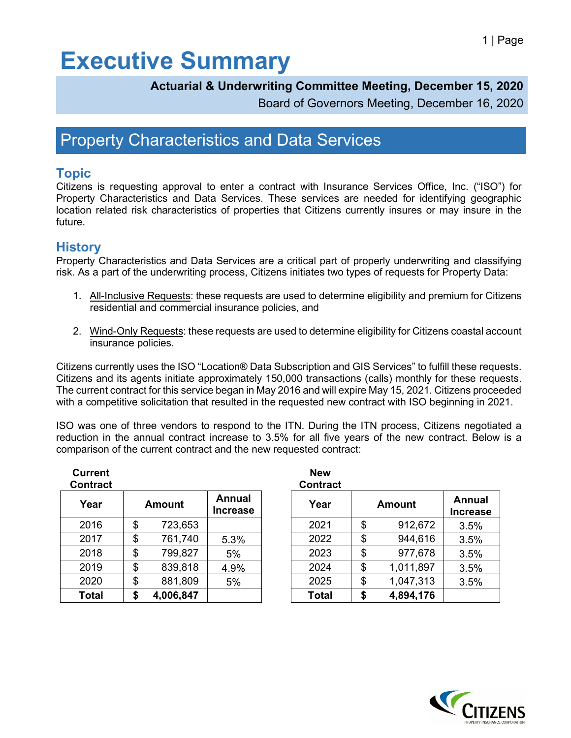# Executive Summary

**Actuarial & Underwriting Committee Meeting, December 15, 2020**

Board of Governors Meeting, December 16, 2020

## Property Characteristics and Data Services

### Topic

Citizens is requesting approval to enter a contract with Insurance Services Office, Inc. ("ISO") for Property Characteristics and Data Services. These services are needed for identifying geographic location related risk characteristics of properties that Citizens currently insures or may insure in the future.

### History

Property Characteristics and Data Services are a critical part of properly underwriting and classifying risk. As a part of the underwriting process, Citizens initiates two types of requests for Property Data:

1. All-Inclusive Requests: these requests are used to determine eligibility and premium for Citizens residential and commercial insurance policies, and
2. Wind-Only Requests: these requests are used to determine eligibility for Citizens coastal account insurance policies.

Citizens currently uses the ISO "Location® Data Subscription and GIS Services" to fulfill these requests. Citizens and its agents initiate approximately 150,000 transactions (calls) monthly for these requests. The current contract for this service began in May 2016 and will expire May 15, 2021. Citizens proceeded with a competitive solicitation that resulted in the requested new contract with ISO beginning in 2021.

ISO was one of three vendors to respond to the ITN. During the ITN process, Citizens negotiated a reduction in the annual contract increase to 3.5% for all five years of the new contract. Below is a comparison of the current contract and the new requested contract:

**Current Contract**

| Year | Amount | Annual Increase |
|---|---|---|
| 2016 | $ 723,653 | |
| 2017 | $ 761,740 | 5.3% |
| 2018 | $ 799,827 | 5% |
| 2019 | $ 839,818 | 4.9% |
| 2020 | $ 881,809 | 5% |
| **Total** | **$ 4,006,847** | |

**New Contract**

| Year | Amount | Annual Increase |
|---|---|---|
| 2021 | $ 912,672 | 3.5% |
| 2022 | $ 944,616 | 3.5% |
| 2023 | $ 977,678 | 3.5% |
| 2024 | $ 1,011,897 | 3.5% |
| 2025 | $ 1,047,313 | 3.5% |
| **Total** | **$ 4,894,176** | |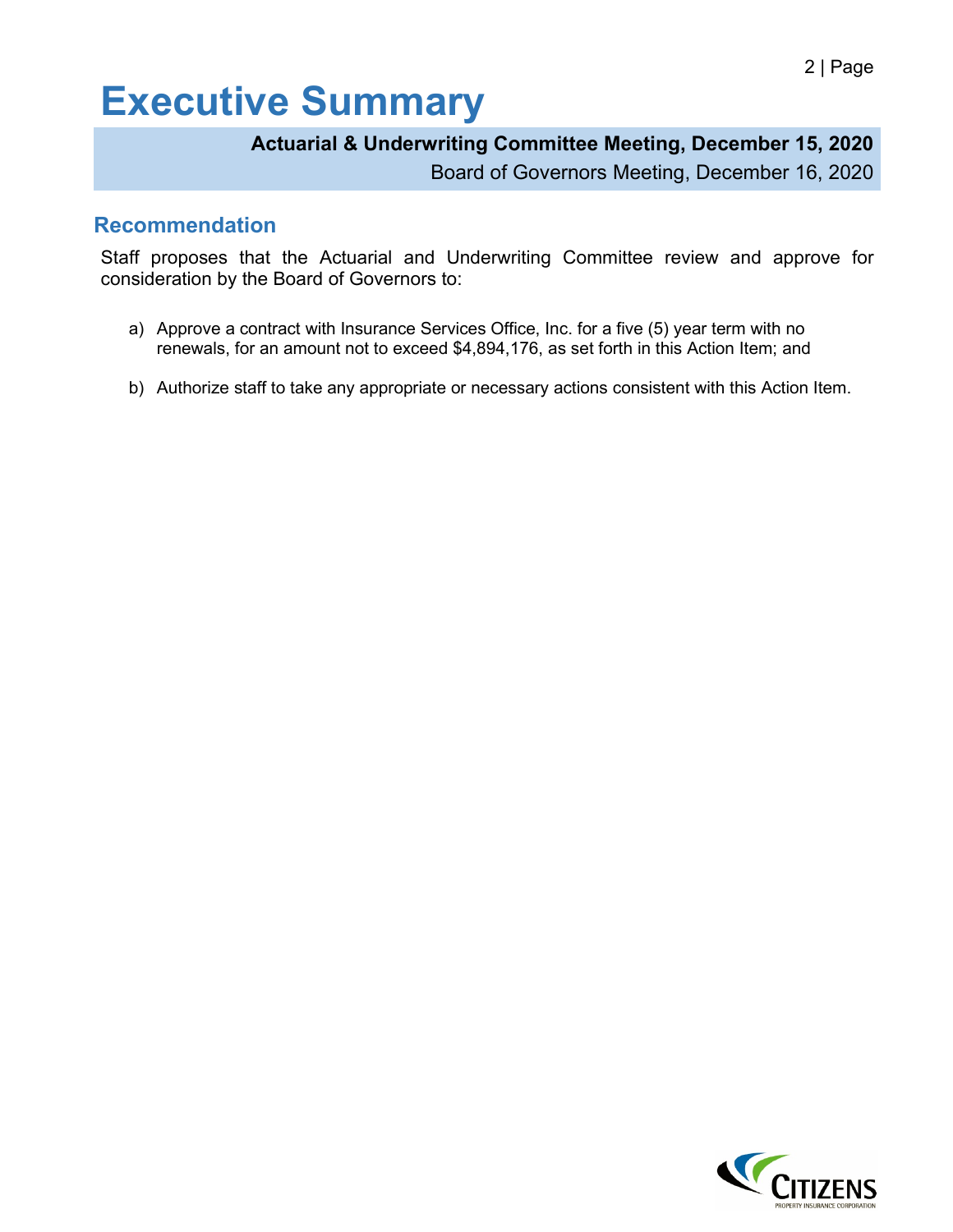# Executive Summary

**Actuarial & Underwriting Committee Meeting, December 15, 2020**

Board of Governors Meeting, December 16, 2020

## Recommendation

Staff proposes that the Actuarial and Underwriting Committee review and approve for consideration by the Board of Governors to:

a) Approve a contract with Insurance Services Office, Inc. for a five (5) year term with no renewals, for an amount not to exceed $4,894,176, as set forth in this Action Item; and

b) Authorize staff to take any appropriate or necessary actions consistent with this Action Item.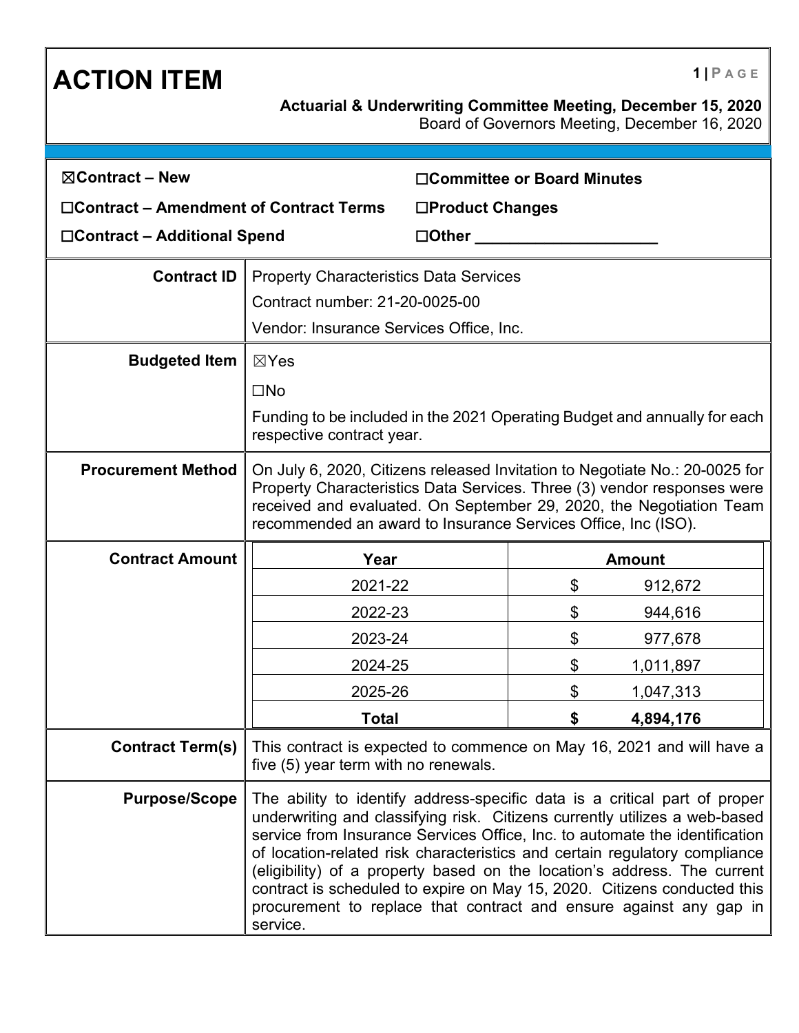# ACTION ITEM

**Actuarial & Underwriting Committee Meeting, December 15, 2020**
Board of Governors Meeting, December 16, 2020

☒**Contract – New**
☐**Contract – Amendment of Contract Terms**
☐**Contract – Additional Spend**
☐**Committee or Board Minutes**
☐**Product Changes**
☐**Other \_\_\_\_\_\_\_\_\_\_\_\_\_\_\_\_\_\_\_\_**

| | |
|---|---|
| **Contract ID** | Property Characteristics Data Services<br>Contract number: 21-20-0025-00<br>Vendor: Insurance Services Office, Inc. |
| **Budgeted Item** | ☒Yes<br>☐No<br>Funding to be included in the 2021 Operating Budget and annually for each respective contract year. |
| **Procurement Method** | On July 6, 2020, Citizens released Invitation to Negotiate No.: 20-0025 for Property Characteristics Data Services. Three (3) vendor responses were received and evaluated. On September 29, 2020, the Negotiation Team recommended an award to Insurance Services Office, Inc (ISO). |

**Contract Amount**

| Year | Amount |
|---|---|
| 2021-22 | $ 912,672 |
| 2022-23 | $ 944,616 |
| 2023-24 | $ 977,678 |
| 2024-25 | $ 1,011,897 |
| 2025-26 | $ 1,047,313 |
| **Total** | **$ 4,894,176** |

| | |
|---|---|
| **Contract Term(s)** | This contract is expected to commence on May 16, 2021 and will have a five (5) year term with no renewals. |
| **Purpose/Scope** | The ability to identify address-specific data is a critical part of proper underwriting and classifying risk. Citizens currently utilizes a web-based service from Insurance Services Office, Inc. to automate the identification of location-related risk characteristics and certain regulatory compliance (eligibility) of a property based on the location's address. The current contract is scheduled to expire on May 15, 2020. Citizens conducted this procurement to replace that contract and ensure against any gap in service. |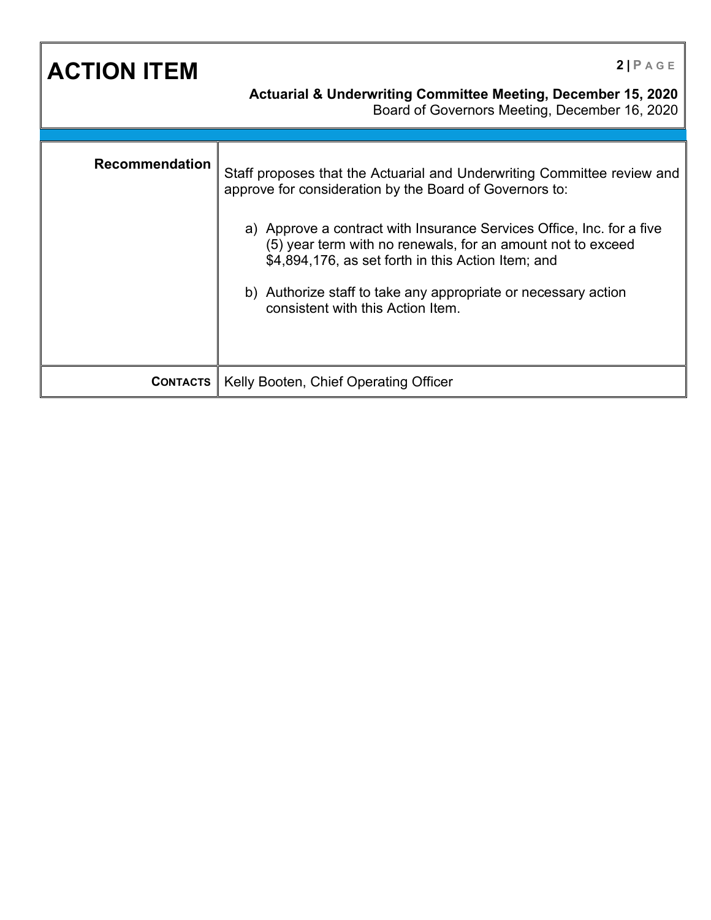# ACTION ITEM

**Actuarial & Underwriting Committee Meeting, December 15, 2020**
Board of Governors Meeting, December 16, 2020

| | |
|---|---|
| **Recommendation** | Staff proposes that the Actuarial and Underwriting Committee review and approve for consideration by the Board of Governors to:<br><br>a) Approve a contract with Insurance Services Office, Inc. for a five (5) year term with no renewals, for an amount not to exceed \$4,894,176, as set forth in this Action Item; and<br><br>b) Authorize staff to take any appropriate or necessary action consistent with this Action Item. |
| **CONTACTS** | Kelly Booten, Chief Operating Officer |